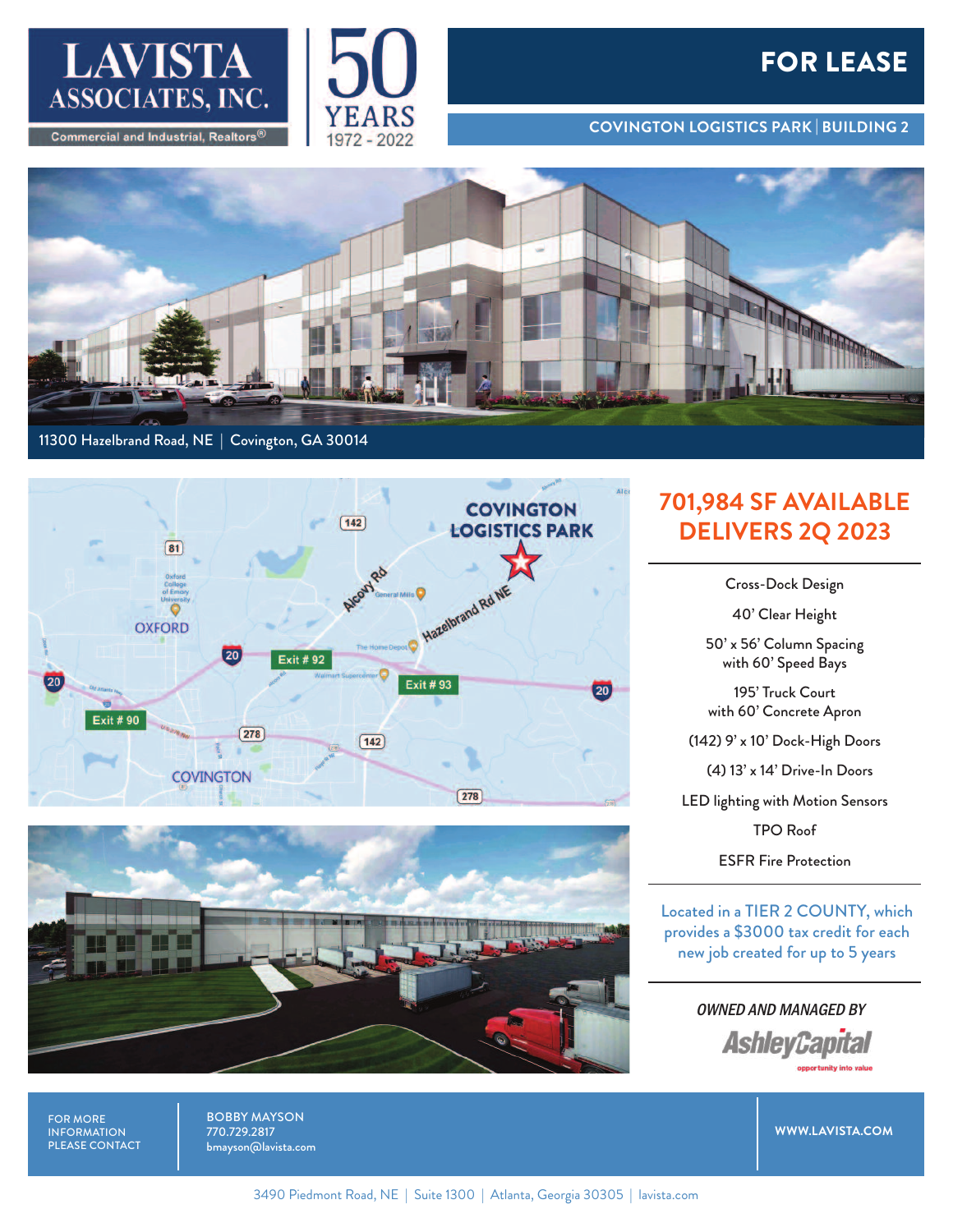LAVISTA ASSOCIATES, INC.
Commercial and Industrial, Realtors®

50 YEARS 1972 - 2022

# FOR LEASE

## COVINGTON LOGISTICS PARK | BUILDING 2

11300 Hazelbrand Road, NE | Covington, GA 30014

## 701,984 SF AVAILABLE
## DELIVERS 2Q 2023

Cross-Dock Design

40' Clear Height

50' x 56' Column Spacing with 60' Speed Bays

195' Truck Court with 60' Concrete Apron

(142) 9' x 10' Dock-High Doors

(4) 13' x 14' Drive-In Doors

LED lighting with Motion Sensors

TPO Roof

ESFR Fire Protection

Located in a TIER 2 COUNTY, which provides a $3000 tax credit for each new job created for up to 5 years

*OWNED AND MANAGED BY*

AshleyCapital
opportunity into value

FOR MORE INFORMATION PLEASE CONTACT

BOBBY MAYSON
770.729.2817
bmayson@lavista.com

WWW.LAVISTA.COM

3490 Piedmont Road, NE | Suite 1300 | Atlanta, Georgia 30305 | lavista.com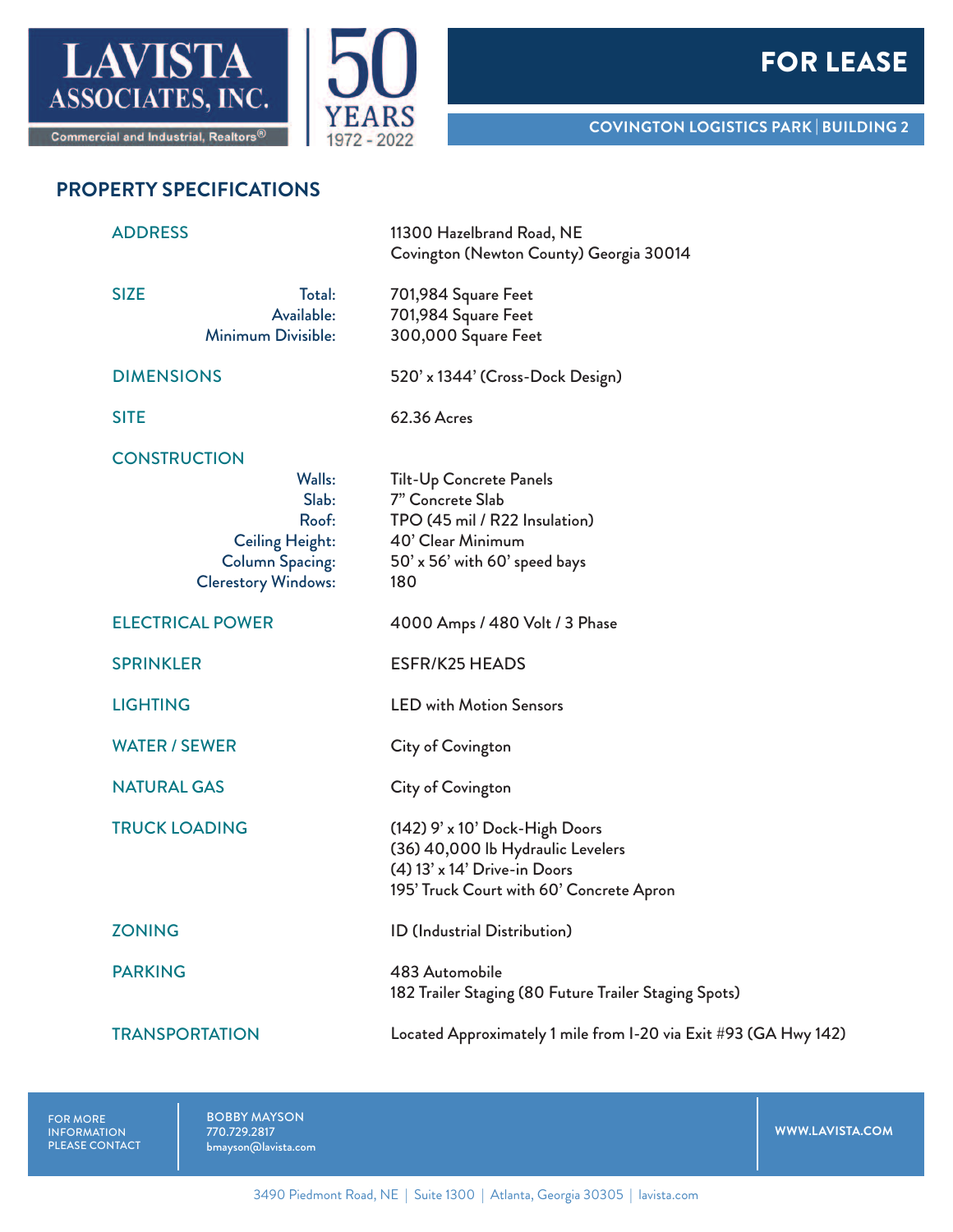LAVISTA ASSOCIATES, INC.
Commercial and Industrial, Realtors®

50 YEARS 1972 - 2022

# FOR LEASE

**COVINGTON LOGISTICS PARK | BUILDING 2**

## PROPERTY SPECIFICATIONS

| | | |
|---|---|---|
| ADDRESS | | 11300 Hazelbrand Road, NE<br>Covington (Newton County) Georgia 30014 |
| SIZE | Total: | 701,984 Square Feet |
| | Available: | 701,984 Square Feet |
| | Minimum Divisible: | 300,000 Square Feet |
| DIMENSIONS | | 520' x 1344' (Cross-Dock Design) |
| SITE | | 62.36 Acres |
| CONSTRUCTION | Walls: | Tilt-Up Concrete Panels |
| | Slab: | 7" Concrete Slab |
| | Roof: | TPO (45 mil / R22 Insulation) |
| | Ceiling Height: | 40' Clear Minimum |
| | Column Spacing: | 50' x 56' with 60' speed bays |
| | Clerestory Windows: | 180 |
| ELECTRICAL POWER | | 4000 Amps / 480 Volt / 3 Phase |
| SPRINKLER | | ESFR/K25 HEADS |
| LIGHTING | | LED with Motion Sensors |
| WATER / SEWER | | City of Covington |
| NATURAL GAS | | City of Covington |
| TRUCK LOADING | | (142) 9' x 10' Dock-High Doors<br>(36) 40,000 lb Hydraulic Levelers<br>(4) 13' x 14' Drive-in Doors<br>195' Truck Court with 60' Concrete Apron |
| ZONING | | ID (Industrial Distribution) |
| PARKING | | 483 Automobile<br>182 Trailer Staging (80 Future Trailer Staging Spots) |
| TRANSPORTATION | | Located Approximately 1 mile from I-20 via Exit #93 (GA Hwy 142) |

FOR MORE INFORMATION PLEASE CONTACT

BOBBY MAYSON
770.729.2817
bmayson@lavista.com

WWW.LAVISTA.COM

3490 Piedmont Road, NE | Suite 1300 | Atlanta, Georgia 30305 | lavista.com